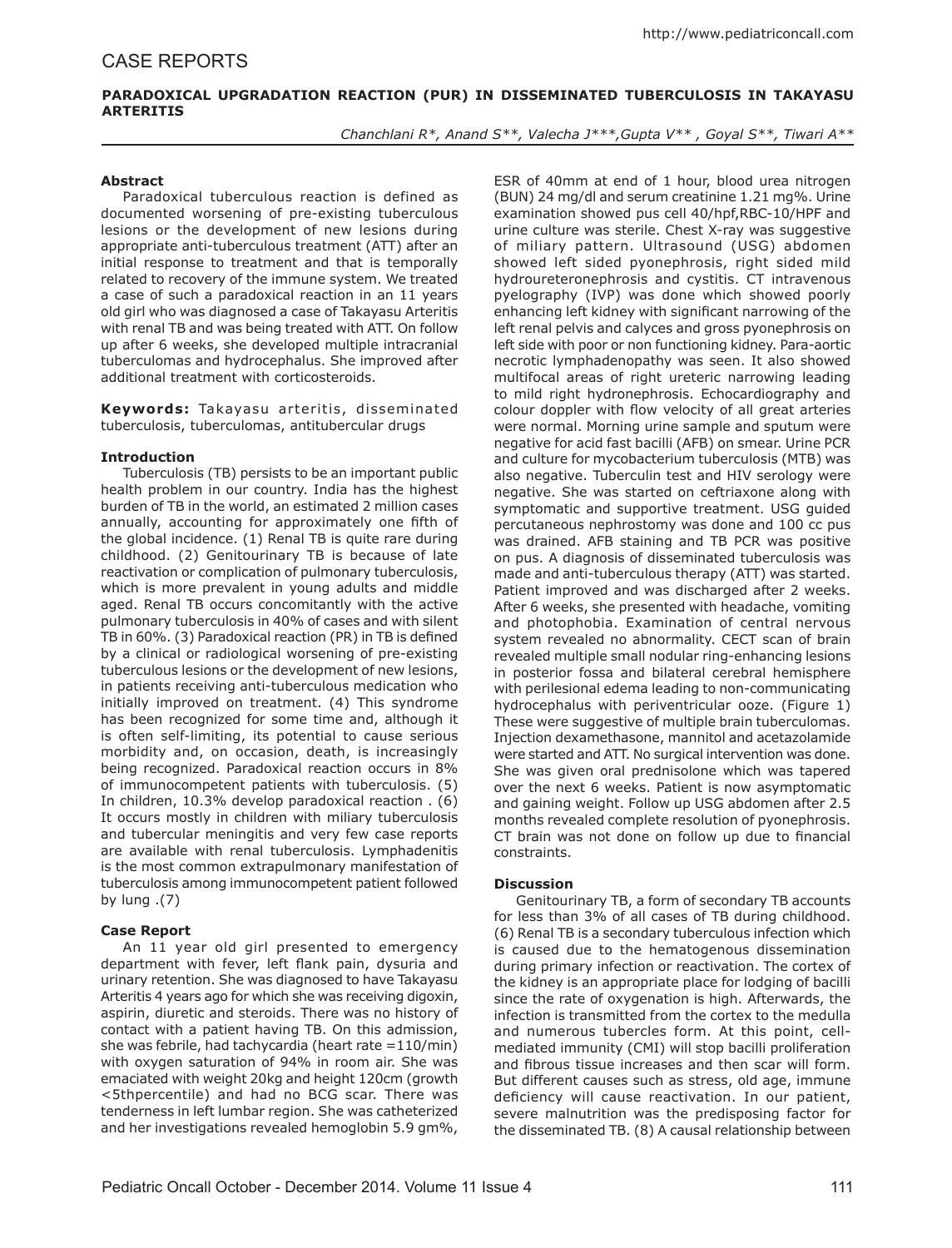CASE REPORTS

# PARADOXICAL UPGRADATION REACTION (PUR) IN DISSEMINATED TUBERCULOSIS IN TAKAYASU ARTERITIS

*Chanchlani R*, Anand S**, Valecha J***,Gupta V** , Goyal S**, Tiwari A***

### Abstract

Paradoxical tuberculous reaction is defined as documented worsening of pre-existing tuberculous lesions or the development of new lesions during appropriate anti-tuberculous treatment (ATT) after an initial response to treatment and that is temporally related to recovery of the immune system. We treated a case of such a paradoxical reaction in an 11 years old girl who was diagnosed a case of Takayasu Arteritis with renal TB and was being treated with ATT. On follow up after 6 weeks, she developed multiple intracranial tuberculomas and hydrocephalus. She improved after additional treatment with corticosteroids.

**Keywords:** Takayasu arteritis, disseminated tuberculosis, tuberculomas, antitubercular drugs

### Introduction

Tuberculosis (TB) persists to be an important public health problem in our country. India has the highest burden of TB in the world, an estimated 2 million cases annually, accounting for approximately one fifth of the global incidence. (1) Renal TB is quite rare during childhood. (2) Genitourinary TB is because of late reactivation or complication of pulmonary tuberculosis, which is more prevalent in young adults and middle aged. Renal TB occurs concomitantly with the active pulmonary tuberculosis in 40% of cases and with silent TB in 60%. (3) Paradoxical reaction (PR) in TB is defined by a clinical or radiological worsening of pre-existing tuberculous lesions or the development of new lesions, in patients receiving anti-tuberculous medication who initially improved on treatment. (4) This syndrome has been recognized for some time and, although it is often self-limiting, its potential to cause serious morbidity and, on occasion, death, is increasingly being recognized. Paradoxical reaction occurs in 8% of immunocompetent patients with tuberculosis. (5) In children, 10.3% develop paradoxical reaction . (6) It occurs mostly in children with miliary tuberculosis and tubercular meningitis and very few case reports are available with renal tuberculosis. Lymphadenitis is the most common extrapulmonary manifestation of tuberculosis among immunocompetent patient followed by lung .(7)

### Case Report

An 11 year old girl presented to emergency department with fever, left flank pain, dysuria and urinary retention. She was diagnosed to have Takayasu Arteritis 4 years ago for which she was receiving digoxin, aspirin, diuretic and steroids. There was no history of contact with a patient having TB. On this admission, she was febrile, had tachycardia (heart rate =110/min) with oxygen saturation of 94% in room air. She was emaciated with weight 20kg and height 120cm (growth <5thpercentile) and had no BCG scar. There was tenderness in left lumbar region. She was catheterized and her investigations revealed hemoglobin 5.9 gm%, ESR of 40mm at end of 1 hour, blood urea nitrogen (BUN) 24 mg/dl and serum creatinine 1.21 mg%. Urine examination showed pus cell 40/hpf,RBC-10/HPF and urine culture was sterile. Chest X-ray was suggestive of miliary pattern. Ultrasound (USG) abdomen showed left sided pyonephrosis, right sided mild hydroureteronephrosis and cystitis. CT intravenous pyelography (IVP) was done which showed poorly enhancing left kidney with significant narrowing of the left renal pelvis and calyces and gross pyonephrosis on left side with poor or non functioning kidney. Para-aortic necrotic lymphadenopathy was seen. It also showed multifocal areas of right ureteric narrowing leading to mild right hydronephrosis. Echocardiography and colour doppler with flow velocity of all great arteries were normal. Morning urine sample and sputum were negative for acid fast bacilli (AFB) on smear. Urine PCR and culture for mycobacterium tuberculosis (MTB) was also negative. Tuberculin test and HIV serology were negative. She was started on ceftriaxone along with symptomatic and supportive treatment. USG guided percutaneous nephrostomy was done and 100 cc pus was drained. AFB staining and TB PCR was positive on pus. A diagnosis of disseminated tuberculosis was made and anti-tuberculous therapy (ATT) was started. Patient improved and was discharged after 2 weeks. After 6 weeks, she presented with headache, vomiting and photophobia. Examination of central nervous system revealed no abnormality. CECT scan of brain revealed multiple small nodular ring-enhancing lesions in posterior fossa and bilateral cerebral hemisphere with perilesional edema leading to non-communicating hydrocephalus with periventricular ooze. (Figure 1) These were suggestive of multiple brain tuberculomas. Injection dexamethasone, mannitol and acetazolamide were started and ATT. No surgical intervention was done. She was given oral prednisolone which was tapered over the next 6 weeks. Patient is now asymptomatic and gaining weight. Follow up USG abdomen after 2.5 months revealed complete resolution of pyonephrosis. CT brain was not done on follow up due to financial constraints.

### Discussion

Genitourinary TB, a form of secondary TB accounts for less than 3% of all cases of TB during childhood. (6) Renal TB is a secondary tuberculous infection which is caused due to the hematogenous dissemination during primary infection or reactivation. The cortex of the kidney is an appropriate place for lodging of bacilli since the rate of oxygenation is high. Afterwards, the infection is transmitted from the cortex to the medulla and numerous tubercles form. At this point, cell-mediated immunity (CMI) will stop bacilli proliferation and fibrous tissue increases and then scar will form. But different causes such as stress, old age, immune deficiency will cause reactivation. In our patient, severe malnutrition was the predisposing factor for the disseminated TB. (8) A causal relationship between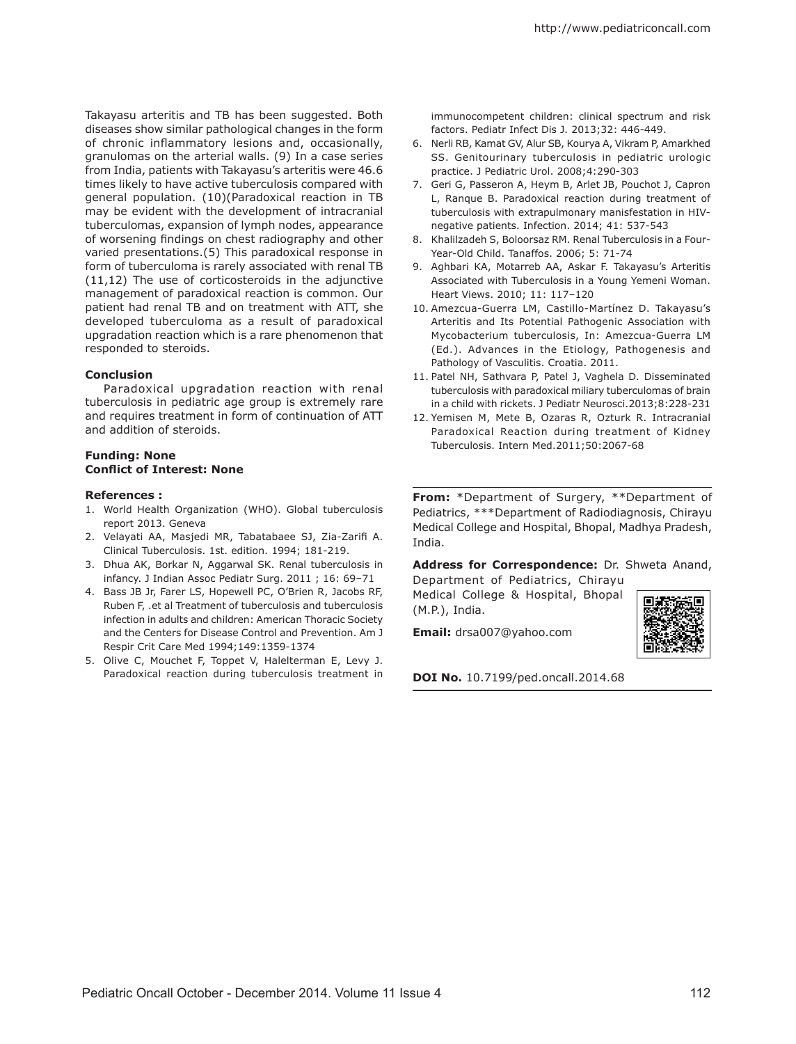Takayasu arteritis and TB has been suggested. Both diseases show similar pathological changes in the form of chronic inflammatory lesions and, occasionally, granulomas on the arterial walls. (9) In a case series from India, patients with Takayasu's arteritis were 46.6 times likely to have active tuberculosis compared with general population. (10)(Paradoxical reaction in TB may be evident with the development of intracranial tuberculomas, expansion of lymph nodes, appearance of worsening findings on chest radiography and other varied presentations.(5) This paradoxical response in form of tuberculoma is rarely associated with renal TB (11,12) The use of corticosteroids in the adjunctive management of paradoxical reaction is common. Our patient had renal TB and on treatment with ATT, she developed tuberculoma as a result of paradoxical upgradation reaction which is a rare phenomenon that responded to steroids.

**Conclusion**

Paradoxical upgradation reaction with renal tuberculosis in pediatric age group is extremely rare and requires treatment in form of continuation of ATT and addition of steroids.

**Funding: None**
**Conflict of Interest: None**

**References :**

1. World Health Organization (WHO). Global tuberculosis report 2013. Geneva
2. Velayati AA, Masjedi MR, Tabatabaee SJ, Zia-Zarifi A. Clinical Tuberculosis. 1st. edition. 1994; 181-219.
3. Dhua AK, Borkar N, Aggarwal SK. Renal tuberculosis in infancy. J Indian Assoc Pediatr Surg. 2011 ; 16: 69–71
4. Bass JB Jr, Farer LS, Hopewell PC, O'Brien R, Jacobs RF, Ruben F, .et al Treatment of tuberculosis and tuberculosis infection in adults and children: American Thoracic Society and the Centers for Disease Control and Prevention. Am J Respir Crit Care Med 1994;149:1359-1374
5. Olive C, Mouchet F, Toppet V, Halelterman E, Levy J. Paradoxical reaction during tuberculosis treatment in immunocompetent children: clinical spectrum and risk factors. Pediatr Infect Dis J. 2013;32: 446-449.
6. Nerli RB, Kamat GV, Alur SB, Kourya A, Vikram P, Amarkhed SS. Genitourinary tuberculosis in pediatric urologic practice. J Pediatric Urol. 2008;4:290-303
7. Geri G, Passeron A, Heym B, Arlet JB, Pouchot J, Capron L, Ranque B. Paradoxical reaction during treatment of tuberculosis with extrapulmonary manisfestation in HIV-negative patients. Infection. 2014; 41: 537-543
8. Khalilzadeh S, Boloorsaz RM. Renal Tuberculosis in a Four-Year-Old Child. Tanaffos. 2006; 5: 71-74
9. Aghbari KA, Motarreb AA, Askar F. Takayasu's Arteritis Associated with Tuberculosis in a Young Yemeni Woman. Heart Views. 2010; 11: 117–120
10. Amezcua-Guerra LM, Castillo-Martínez D. Takayasu's Arteritis and Its Potential Pathogenic Association with Mycobacterium tuberculosis, In: Amezcua-Guerra LM (Ed.). Advances in the Etiology, Pathogenesis and Pathology of Vasculitis. Croatia. 2011.
11. Patel NH, Sathvara P, Patel J, Vaghela D. Disseminated tuberculosis with paradoxical miliary tuberculomas of brain in a child with rickets. J Pediatr Neurosci.2013;8:228-231
12. Yemisen M, Mete B, Ozaras R, Ozturk R. Intracranial Paradoxical Reaction during treatment of Kidney Tuberculosis. Intern Med.2011;50:2067-68

**From:** *Department of Surgery, **Department of Pediatrics, ***Department of Radiodiagnosis, Chirayu Medical College and Hospital, Bhopal, Madhya Pradesh, India.

**Address for Correspondence:** Dr. Shweta Anand, Department of Pediatrics, Chirayu Medical College & Hospital, Bhopal (M.P.), India.

**Email:** drsa007@yahoo.com

**DOI No.** 10.7199/ped.oncall.2014.68